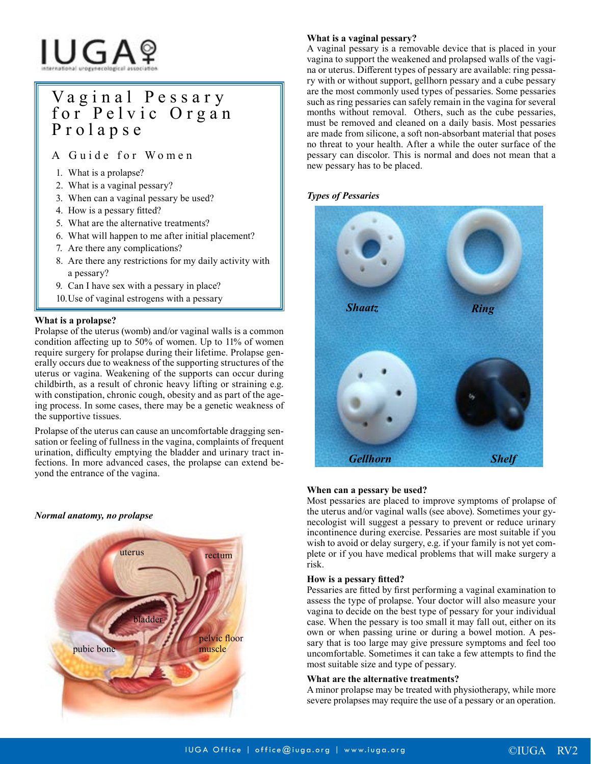# Vaginal Pessary for Pelvic Organ Prolapse

## A Guide for Women

1. What is a prolapse?
2. What is a vaginal pessary?
3. When can a vaginal pessary be used?
4. How is a pessary fitted?
5. What are the alternative treatments?
6. What will happen to me after initial placement?
7. Are there any complications?
8. Are there any restrictions for my daily activity with a pessary?
9. Can I have sex with a pessary in place?
10. Use of vaginal estrogens with a pessary

### What is a prolapse?

Prolapse of the uterus (womb) and/or vaginal walls is a common condition affecting up to 50% of women. Up to 11% of women require surgery for prolapse during their lifetime. Prolapse generally occurs due to weakness of the supporting structures of the uterus or vagina. Weakening of the supports can occur during childbirth, as a result of chronic heavy lifting or straining e.g. with constipation, chronic cough, obesity and as part of the ageing process. In some cases, there may be a genetic weakness of the supportive tissues.

Prolapse of the uterus can cause an uncomfortable dragging sensation or feeling of fullness in the vagina, complaints of frequent urination, difficulty emptying the bladder and urinary tract infections. In more advanced cases, the prolapse can extend beyond the entrance of the vagina.

*Normal anatomy, no prolapse*

uterus, rectum, bladder, pubic bone, pelvic floor muscle

### What is a vaginal pessary?

A vaginal pessary is a removable device that is placed in your vagina to support the weakened and prolapsed walls of the vagina or uterus. Different types of pessary are available: ring pessary with or without support, gellhorn pessary and a cube pessary are the most commonly used types of pessaries. Some pessaries such as ring pessaries can safely remain in the vagina for several months without removal. Others, such as the cube pessaries, must be removed and cleaned on a daily basis. Most pessaries are made from silicone, a soft non-absorbant material that poses no threat to your health. After a while the outer surface of the pessary can discolor. This is normal and does not mean that a new pessary has to be placed.

*Types of Pessaries*

Shaatz, Ring, Gellhorn, Shelf

### When can a pessary be used?

Most pessaries are placed to improve symptoms of prolapse of the uterus and/or vaginal walls (see above). Sometimes your gynecologist will suggest a pessary to prevent or reduce urinary incontinence during exercise. Pessaries are most suitable if you wish to avoid or delay surgery, e.g. if your family is not yet complete or if you have medical problems that will make surgery a risk.

### How is a pessary fitted?

Pessaries are fitted by first performing a vaginal examination to assess the type of prolapse. Your doctor will also measure your vagina to decide on the best type of pessary for your individual case. When the pessary is too small it may fall out, either on its own or when passing urine or during a bowel motion. A pessary that is too large may give pressure symptoms and feel too uncomfortable. Sometimes it can take a few attempts to find the most suitable size and type of pessary.

### What are the alternative treatments?

A minor prolapse may be treated with physiotherapy, while more severe prolapses may require the use of a pessary or an operation.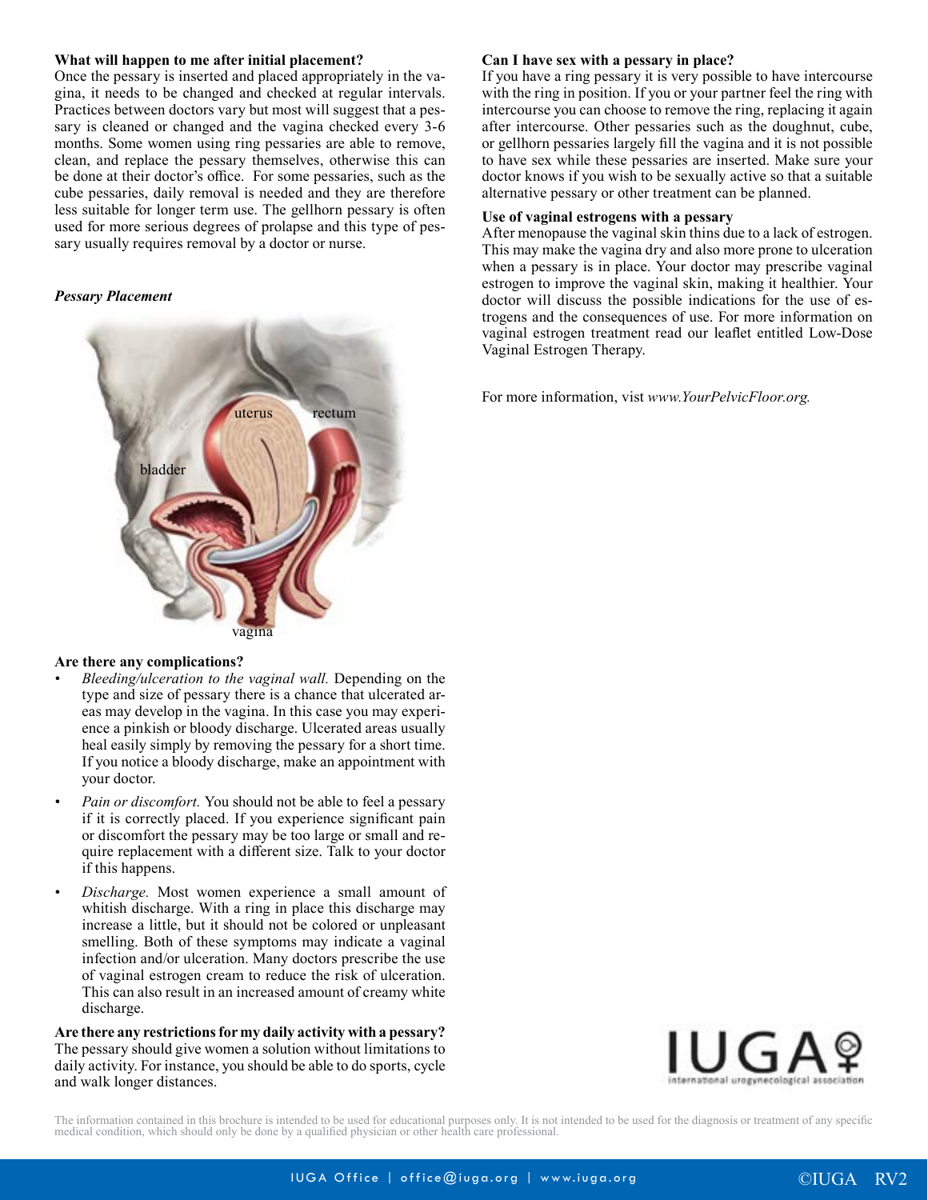**What will happen to me after initial placement?**

Once the pessary is inserted and placed appropriately in the vagina, it needs to be changed and checked at regular intervals. Practices between doctors vary but most will suggest that a pessary is cleaned or changed and the vagina checked every 3-6 months. Some women using ring pessaries are able to remove, clean, and replace the pessary themselves, otherwise this can be done at their doctor's office. For some pessaries, such as the cube pessaries, daily removal is needed and they are therefore less suitable for longer term use. The gellhorn pessary is often used for more serious degrees of prolapse and this type of pessary usually requires removal by a doctor or nurse.

***Pessary Placement***

uterus

rectum

bladder

vagina

**Are there any complications?**

- *Bleeding/ulceration to the vaginal wall.* Depending on the type and size of pessary there is a chance that ulcerated areas may develop in the vagina. In this case you may experience a pinkish or bloody discharge. Ulcerated areas usually heal easily simply by removing the pessary for a short time. If you notice a bloody discharge, make an appointment with your doctor.
- *Pain or discomfort.* You should not be able to feel a pessary if it is correctly placed. If you experience significant pain or discomfort the pessary may be too large or small and require replacement with a different size. Talk to your doctor if this happens.
- *Discharge.* Most women experience a small amount of whitish discharge. With a ring in place this discharge may increase a little, but it should not be colored or unpleasant smelling. Both of these symptoms may indicate a vaginal infection and/or ulceration. Many doctors prescribe the use of vaginal estrogen cream to reduce the risk of ulceration. This can also result in an increased amount of creamy white discharge.

**Are there any restrictions for my daily activity with a pessary?**

The pessary should give women a solution without limitations to daily activity. For instance, you should be able to do sports, cycle and walk longer distances.

**Can I have sex with a pessary in place?**

If you have a ring pessary it is very possible to have intercourse with the ring in position. If you or your partner feel the ring with intercourse you can choose to remove the ring, replacing it again after intercourse. Other pessaries such as the doughnut, cube, or gellhorn pessaries largely fill the vagina and it is not possible to have sex while these pessaries are inserted. Make sure your doctor knows if you wish to be sexually active so that a suitable alternative pessary or other treatment can be planned.

**Use of vaginal estrogens with a pessary**

After menopause the vaginal skin thins due to a lack of estrogen. This may make the vagina dry and also more prone to ulceration when a pessary is in place. Your doctor may prescribe vaginal estrogen to improve the vaginal skin, making it healthier. Your doctor will discuss the possible indications for the use of estrogens and the consequences of use. For more information on vaginal estrogen treatment read our leaflet entitled Low-Dose Vaginal Estrogen Therapy.

For more information, vist *www.YourPelvicFloor.org.*

IUGA international urogynecological association

The information contained in this brochure is intended to be used for educational purposes only. It is not intended to be used for the diagnosis or treatment of any specific medical condition, which should only be done by a qualified physician or other health care professional.

IUGA Office | office@iuga.org | www.iuga.org ©IUGA RV2